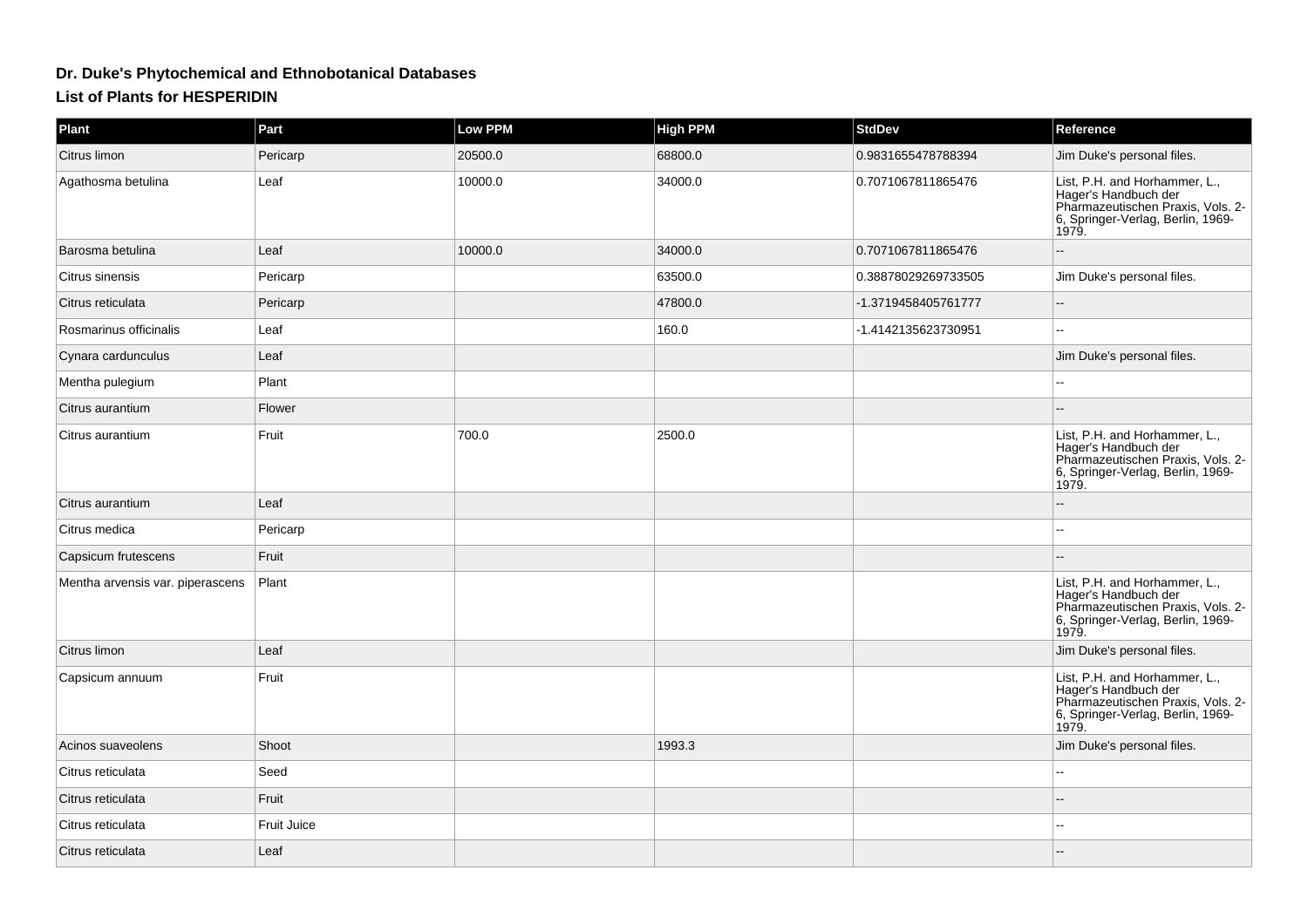# Dr. Duke's Phytochemical and Ethnobotanical Databases

## List of Plants for HESPERIDIN

| Plant | Part | Low PPM | High PPM | StdDev | Reference |
| --- | --- | --- | --- | --- | --- |
| Citrus limon | Pericarp | 20500.0 | 68800.0 | 0.9831655478788394 | Jim Duke's personal files. |
| Agathosma betulina | Leaf | 10000.0 | 34000.0 | 0.7071067811865476 | List, P.H. and Horhammer, L., Hager's Handbuch der Pharmazeutischen Praxis, Vols. 2-6, Springer-Verlag, Berlin, 1969-1979. |
| Barosma betulina | Leaf | 10000.0 | 34000.0 | 0.7071067811865476 | -- |
| Citrus sinensis | Pericarp | | 63500.0 | 0.38878029269733505 | Jim Duke's personal files. |
| Citrus reticulata | Pericarp | | 47800.0 | -1.3719458405761777 | -- |
| Rosmarinus officinalis | Leaf | | 160.0 | -1.4142135623730951 | -- |
| Cynara cardunculus | Leaf | | | | Jim Duke's personal files. |
| Mentha pulegium | Plant | | | | -- |
| Citrus aurantium | Flower | | | | -- |
| Citrus aurantium | Fruit | 700.0 | 2500.0 | | List, P.H. and Horhammer, L., Hager's Handbuch der Pharmazeutischen Praxis, Vols. 2-6, Springer-Verlag, Berlin, 1969-1979. |
| Citrus aurantium | Leaf | | | | -- |
| Citrus medica | Pericarp | | | | -- |
| Capsicum frutescens | Fruit | | | | -- |
| Mentha arvensis var. piperascens | Plant | | | | List, P.H. and Horhammer, L., Hager's Handbuch der Pharmazeutischen Praxis, Vols. 2-6, Springer-Verlag, Berlin, 1969-1979. |
| Citrus limon | Leaf | | | | Jim Duke's personal files. |
| Capsicum annuum | Fruit | | | | List, P.H. and Horhammer, L., Hager's Handbuch der Pharmazeutischen Praxis, Vols. 2-6, Springer-Verlag, Berlin, 1969-1979. |
| Acinos suaveolens | Shoot | | 1993.3 | | Jim Duke's personal files. |
| Citrus reticulata | Seed | | | | -- |
| Citrus reticulata | Fruit | | | | -- |
| Citrus reticulata | Fruit Juice | | | | -- |
| Citrus reticulata | Leaf | | | | -- |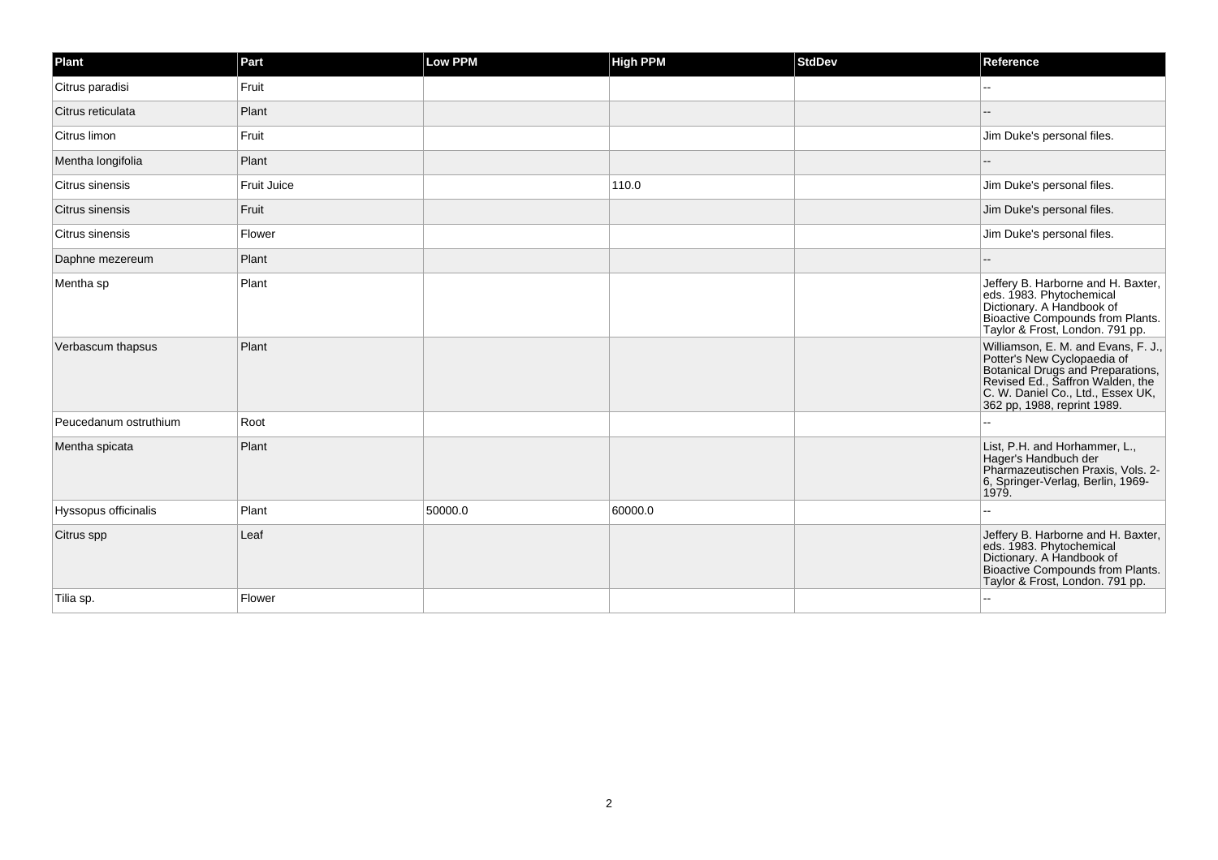| Plant | Part | Low PPM | High PPM | StdDev | Reference |
| --- | --- | --- | --- | --- | --- |
| Citrus paradisi | Fruit | | | | -- |
| Citrus reticulata | Plant | | | | -- |
| Citrus limon | Fruit | | | | Jim Duke's personal files. |
| Mentha longifolia | Plant | | | | -- |
| Citrus sinensis | Fruit Juice | | 110.0 | | Jim Duke's personal files. |
| Citrus sinensis | Fruit | | | | Jim Duke's personal files. |
| Citrus sinensis | Flower | | | | Jim Duke's personal files. |
| Daphne mezereum | Plant | | | | -- |
| Mentha sp | Plant | | | | Jeffery B. Harborne and H. Baxter, eds. 1983. Phytochemical Dictionary. A Handbook of Bioactive Compounds from Plants. Taylor & Frost, London. 791 pp. |
| Verbascum thapsus | Plant | | | | Williamson, E. M. and Evans, F. J., Potter's New Cyclopaedia of Botanical Drugs and Preparations, Revised Ed., Saffron Walden, the C. W. Daniel Co., Ltd., Essex UK, 362 pp, 1988, reprint 1989. |
| Peucedanum ostruthium | Root | | | | -- |
| Mentha spicata | Plant | | | | List, P.H. and Horhammer, L., Hager's Handbuch der Pharmazeutischen Praxis, Vols. 2-6, Springer-Verlag, Berlin, 1969-1979. |
| Hyssopus officinalis | Plant | 50000.0 | 60000.0 | | -- |
| Citrus spp | Leaf | | | | Jeffery B. Harborne and H. Baxter, eds. 1983. Phytochemical Dictionary. A Handbook of Bioactive Compounds from Plants. Taylor & Frost, London. 791 pp. |
| Tilia sp. | Flower | | | | -- |